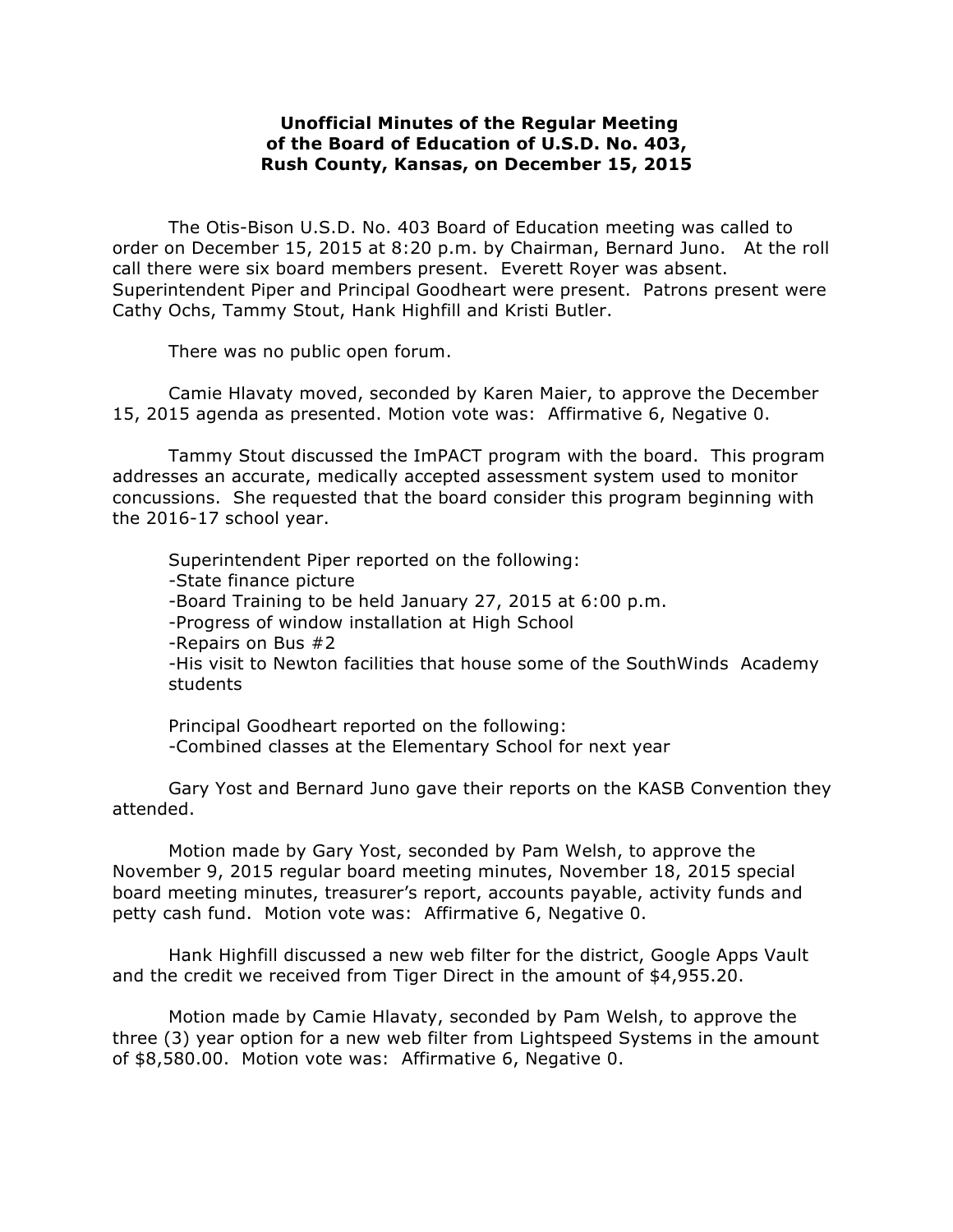# Unofficial Minutes of the Regular Meeting of the Board of Education of U.S.D. No. 403, Rush County, Kansas, on December 15, 2015

The Otis-Bison U.S.D. No. 403 Board of Education meeting was called to order on December 15, 2015 at 8:20 p.m. by Chairman, Bernard Juno. At the roll call there were six board members present. Everett Royer was absent. Superintendent Piper and Principal Goodheart were present. Patrons present were Cathy Ochs, Tammy Stout, Hank Highfill and Kristi Butler.

There was no public open forum.

Camie Hlavaty moved, seconded by Karen Maier, to approve the December 15, 2015 agenda as presented. Motion vote was: Affirmative 6, Negative 0.

Tammy Stout discussed the ImPACT program with the board. This program addresses an accurate, medically accepted assessment system used to monitor concussions. She requested that the board consider this program beginning with the 2016-17 school year.

Superintendent Piper reported on the following:
-State finance picture
-Board Training to be held January 27, 2015 at 6:00 p.m.
-Progress of window installation at High School
-Repairs on Bus #2
-His visit to Newton facilities that house some of the SouthWinds Academy students

Principal Goodheart reported on the following:
-Combined classes at the Elementary School for next year

Gary Yost and Bernard Juno gave their reports on the KASB Convention they attended.

Motion made by Gary Yost, seconded by Pam Welsh, to approve the November 9, 2015 regular board meeting minutes, November 18, 2015 special board meeting minutes, treasurer's report, accounts payable, activity funds and petty cash fund. Motion vote was: Affirmative 6, Negative 0.

Hank Highfill discussed a new web filter for the district, Google Apps Vault and the credit we received from Tiger Direct in the amount of $4,955.20.

Motion made by Camie Hlavaty, seconded by Pam Welsh, to approve the three (3) year option for a new web filter from Lightspeed Systems in the amount of $8,580.00. Motion vote was: Affirmative 6, Negative 0.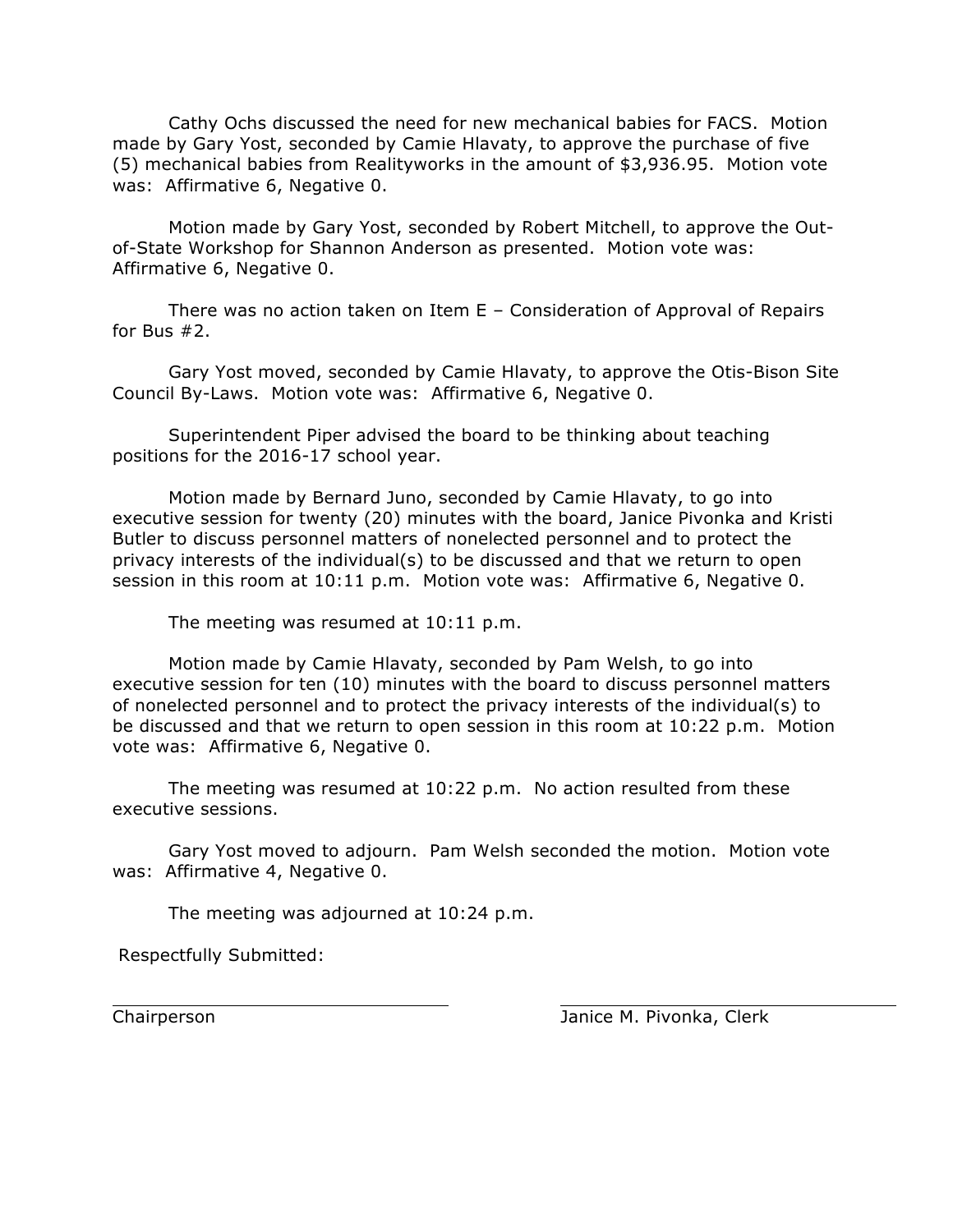Cathy Ochs discussed the need for new mechanical babies for FACS. Motion made by Gary Yost, seconded by Camie Hlavaty, to approve the purchase of five (5) mechanical babies from Realityworks in the amount of $3,936.95. Motion vote was: Affirmative 6, Negative 0.

Motion made by Gary Yost, seconded by Robert Mitchell, to approve the Out-of-State Workshop for Shannon Anderson as presented. Motion vote was: Affirmative 6, Negative 0.

There was no action taken on Item E – Consideration of Approval of Repairs for Bus #2.

Gary Yost moved, seconded by Camie Hlavaty, to approve the Otis-Bison Site Council By-Laws. Motion vote was: Affirmative 6, Negative 0.

Superintendent Piper advised the board to be thinking about teaching positions for the 2016-17 school year.

Motion made by Bernard Juno, seconded by Camie Hlavaty, to go into executive session for twenty (20) minutes with the board, Janice Pivonka and Kristi Butler to discuss personnel matters of nonelected personnel and to protect the privacy interests of the individual(s) to be discussed and that we return to open session in this room at 10:11 p.m. Motion vote was: Affirmative 6, Negative 0.

The meeting was resumed at 10:11 p.m.

Motion made by Camie Hlavaty, seconded by Pam Welsh, to go into executive session for ten (10) minutes with the board to discuss personnel matters of nonelected personnel and to protect the privacy interests of the individual(s) to be discussed and that we return to open session in this room at 10:22 p.m. Motion vote was: Affirmative 6, Negative 0.

The meeting was resumed at 10:22 p.m. No action resulted from these executive sessions.

Gary Yost moved to adjourn. Pam Welsh seconded the motion. Motion vote was: Affirmative 4, Negative 0.

The meeting was adjourned at 10:24 p.m.

Respectfully Submitted:

\_\_\_\_\_\_\_\_\_\_\_\_\_\_\_\_\_\_\_\_\_\_\_\_\_\_\_\_\_\_ \_\_\_\_\_\_\_\_\_\_\_\_\_\_\_\_\_\_\_\_\_\_\_\_\_\_\_\_\_\_

Chairperson Janice M. Pivonka, Clerk